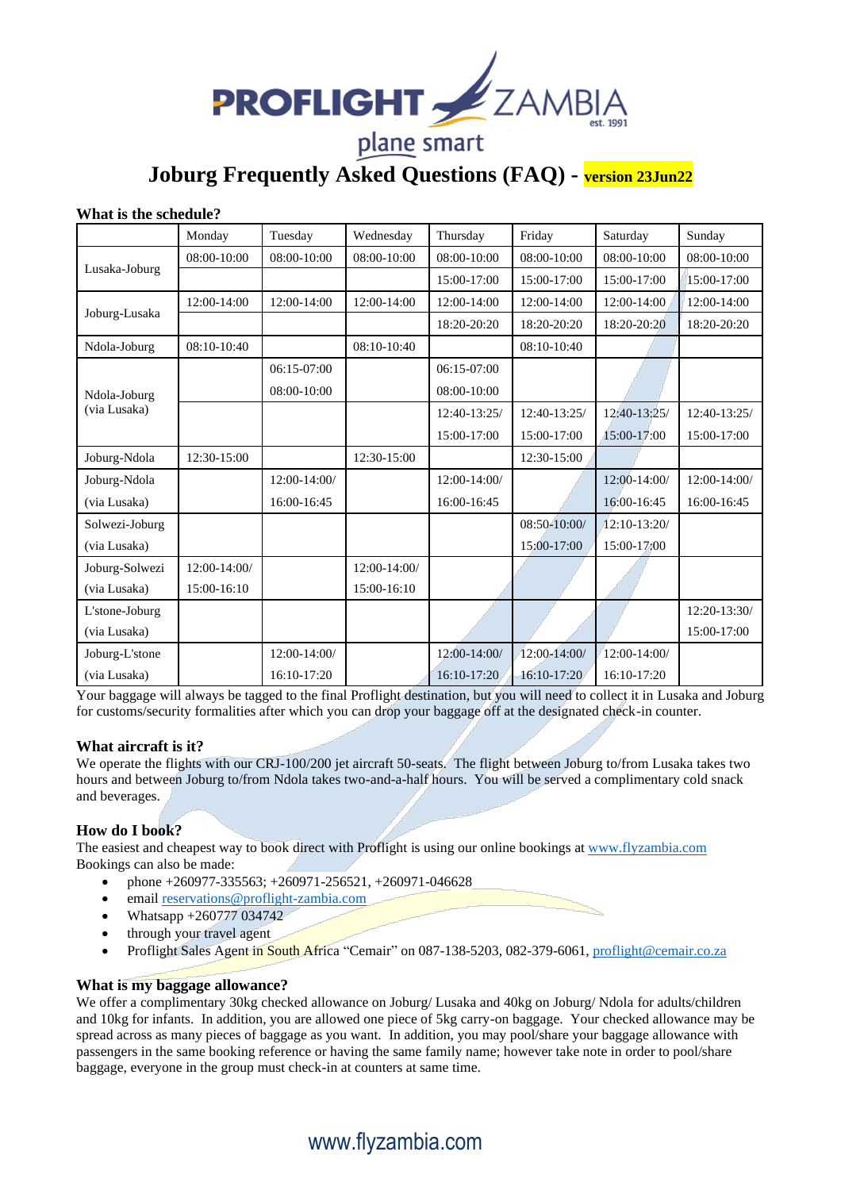PROFLIGHT ZAMBIA est. 1991

plane smart

# Joburg Frequently Asked Questions (FAQ) - version 23Jun22

### What is the schedule?

| | Monday | Tuesday | Wednesday | Thursday | Friday | Saturday | Sunday |
|---|---|---|---|---|---|---|---|
| Lusaka-Joburg | 08:00-10:00 | 08:00-10:00 | 08:00-10:00 | 08:00-10:00 | 08:00-10:00 | 08:00-10:00 | 08:00-10:00 |
| | | | | 15:00-17:00 | 15:00-17:00 | 15:00-17:00 | 15:00-17:00 |
| Joburg-Lusaka | 12:00-14:00 | 12:00-14:00 | 12:00-14:00 | 12:00-14:00 | 12:00-14:00 | 12:00-14:00 | 12:00-14:00 |
| | | | | 18:20-20:20 | 18:20-20:20 | 18:20-20:20 | 18:20-20:20 |
| Ndola-Joburg | 08:10-10:40 | | 08:10-10:40 | | 08:10-10:40 | | |
| Ndola-Joburg (via Lusaka) | | 06:15-07:00 08:00-10:00 | | 06:15-07:00 08:00-10:00 | | | |
| | | | | 12:40-13:25/ 15:00-17:00 | 12:40-13:25/ 15:00-17:00 | 12:40-13:25/ 15:00-17:00 | 12:40-13:25/ 15:00-17:00 |
| Joburg-Ndola | 12:30-15:00 | | 12:30-15:00 | | 12:30-15:00 | | |
| Joburg-Ndola (via Lusaka) | | 12:00-14:00/ 16:00-16:45 | | 12:00-14:00/ 16:00-16:45 | | 12:00-14:00/ 16:00-16:45 | 12:00-14:00/ 16:00-16:45 |
| Solwezi-Joburg (via Lusaka) | | | | | 08:50-10:00/ 15:00-17:00 | 12:10-13:20/ 15:00-17:00 | |
| Joburg-Solwezi (via Lusaka) | 12:00-14:00/ 15:00-16:10 | | 12:00-14:00/ 15:00-16:10 | | | | |
| L'stone-Joburg (via Lusaka) | | | | | | | 12:20-13:30/ 15:00-17:00 |
| Joburg-L'stone (via Lusaka) | | 12:00-14:00/ 16:10-17:20 | | 12:00-14:00/ 16:10-17:20 | 12:00-14:00/ 16:10-17:20 | 12:00-14:00/ 16:10-17:20 | |

Your baggage will always be tagged to the final Proflight destination, but you will need to collect it in Lusaka and Joburg for customs/security formalities after which you can drop your baggage off at the designated check-in counter.

### What aircraft is it?

We operate the flights with our CRJ-100/200 jet aircraft 50-seats. The flight between Joburg to/from Lusaka takes two hours and between Joburg to/from Ndola takes two-and-a-half hours. You will be served a complimentary cold snack and beverages.

### How do I book?

The easiest and cheapest way to book direct with Proflight is using our online bookings at www.flyzambia.com

Bookings can also be made:

- phone +260977-335563; +260971-256521, +260971-046628
- email reservations@proflight-zambia.com
- Whatsapp +260777 034742
- through your travel agent
- Proflight Sales Agent in South Africa "Cemair" on 087-138-5203, 082-379-6061, proflight@cemair.co.za

### What is my baggage allowance?

We offer a complimentary 30kg checked allowance on Joburg/ Lusaka and 40kg on Joburg/ Ndola for adults/children and 10kg for infants. In addition, you are allowed one piece of 5kg carry-on baggage. Your checked allowance may be spread across as many pieces of baggage as you want. In addition, you may pool/share your baggage allowance with passengers in the same booking reference or having the same family name; however take note in order to pool/share baggage, everyone in the group must check-in at counters at same time.

www.flyzambia.com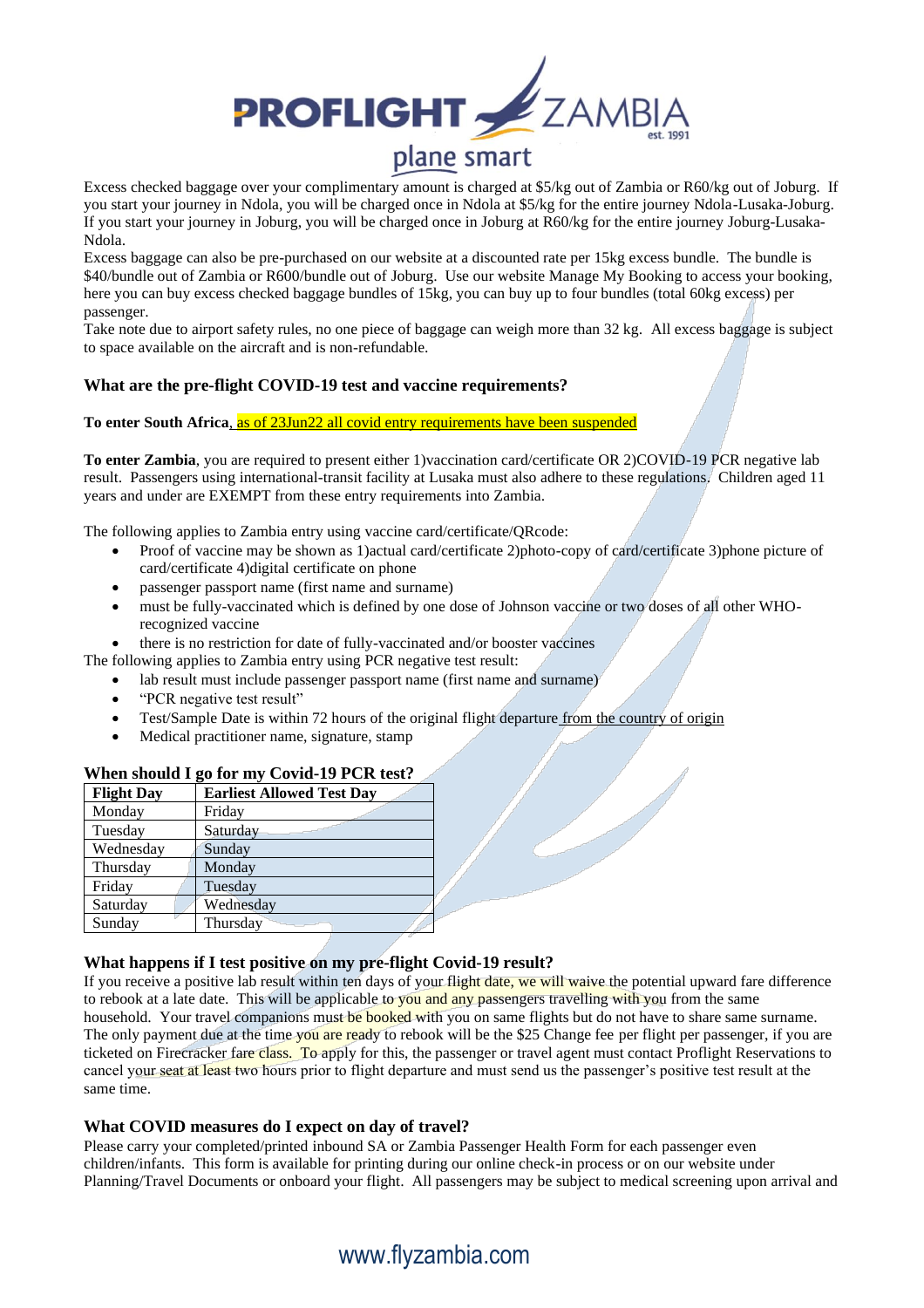Excess checked baggage over your complimentary amount is charged at $5/kg out of Zambia or R60/kg out of Joburg. If you start your journey in Ndola, you will be charged once in Ndola at $5/kg for the entire journey Ndola-Lusaka-Joburg. If you start your journey in Joburg, you will be charged once in Joburg at R60/kg for the entire journey Joburg-Lusaka-Ndola.

Excess baggage can also be pre-purchased on our website at a discounted rate per 15kg excess bundle. The bundle is $40/bundle out of Zambia or R600/bundle out of Joburg. Use our website Manage My Booking to access your booking, here you can buy excess checked baggage bundles of 15kg, you can buy up to four bundles (total 60kg excess) per passenger.

Take note due to airport safety rules, no one piece of baggage can weigh more than 32 kg. All excess baggage is subject to space available on the aircraft and is non-refundable.

### What are the pre-flight COVID-19 test and vaccine requirements?

**To enter South Africa**, as of 23Jun22 all covid entry requirements have been suspended

**To enter Zambia**, you are required to present either 1)vaccination card/certificate OR 2)COVID-19 PCR negative lab result. Passengers using international-transit facility at Lusaka must also adhere to these regulations. Children aged 11 years and under are EXEMPT from these entry requirements into Zambia.

The following applies to Zambia entry using vaccine card/certificate/QRcode:

- Proof of vaccine may be shown as 1)actual card/certificate 2)photo-copy of card/certificate 3)phone picture of card/certificate on phone 4)digital certificate on phone
- passenger passport name (first name and surname)
- must be fully-vaccinated which is defined by one dose of Johnson vaccine or two doses of all other WHO-recognized vaccine
- there is no restriction for date of fully-vaccinated and/or booster vaccines

The following applies to Zambia entry using PCR negative test result:

- lab result must include passenger passport name (first name and surname)
- "PCR negative test result"
- Test/Sample Date is within 72 hours of the original flight departure from the country of origin
- Medical practitioner name, signature, stamp

### When should I go for my Covid-19 PCR test?

| Flight Day | Earliest Allowed Test Day |
|---|---|
| Monday | Friday |
| Tuesday | Saturday |
| Wednesday | Sunday |
| Thursday | Monday |
| Friday | Tuesday |
| Saturday | Wednesday |
| Sunday | Thursday |

### What happens if I test positive on my pre-flight Covid-19 result?

If you receive a positive lab result within ten days of your flight date, we will waive the potential upward fare difference to rebook at a late date. This will be applicable to you and any passengers travelling with you from the same household. Your travel companions must be booked with you on same flights but do not have to share same surname. The only payment due at the time you are ready to rebook will be the $25 Change fee per flight per passenger, if you are ticketed on Firecracker fare class. To apply for this, the passenger or travel agent must contact Proflight Reservations to cancel your seat at least two hours prior to flight departure and must send us the passenger's positive test result at the same time.

### What COVID measures do I expect on day of travel?

Please carry your completed/printed inbound SA or Zambia Passenger Health Form for each passenger even children/infants. This form is available for printing during our online check-in process or on our website under Planning/Travel Documents or onboard your flight. All passengers may be subject to medical screening upon arrival and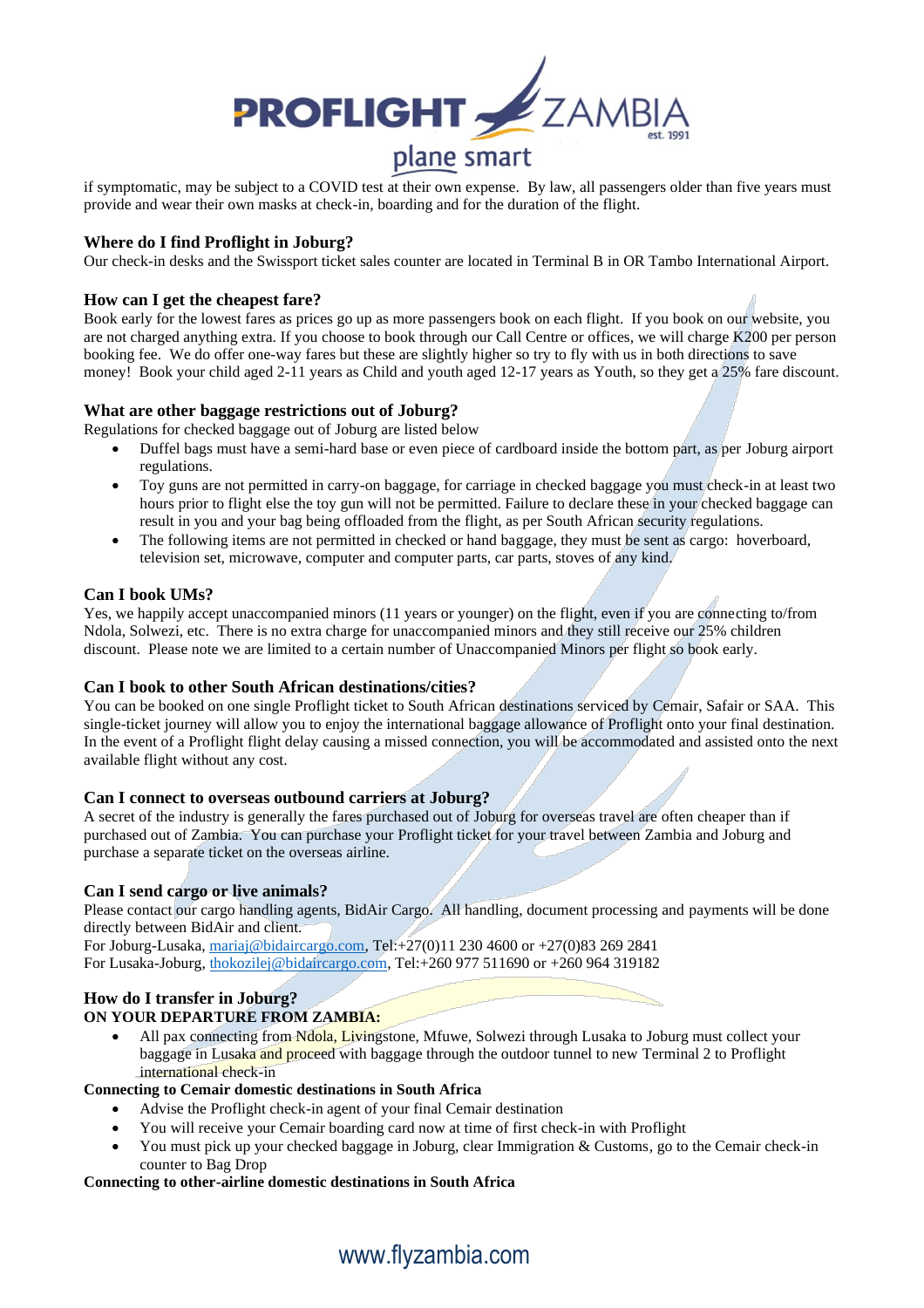if symptomatic, may be subject to a COVID test at their own expense. By law, all passengers older than five years must provide and wear their own masks at check-in, boarding and for the duration of the flight.

### Where do I find Proflight in Joburg?

Our check-in desks and the Swissport ticket sales counter are located in Terminal B in OR Tambo International Airport.

### How can I get the cheapest fare?

Book early for the lowest fares as prices go up as more passengers book on each flight. If you book on our website, you are not charged anything extra. If you choose to book through our Call Centre or offices, we will charge K200 per person booking fee. We do offer one-way fares but these are slightly higher so try to fly with us in both directions to save money! Book your child aged 2-11 years as Child and youth aged 12-17 years as Youth, so they get a 25% fare discount.

### What are other baggage restrictions out of Joburg?

Regulations for checked baggage out of Joburg are listed below

- Duffel bags must have a semi-hard base or even piece of cardboard inside the bottom part, as per Joburg airport regulations.
- Toy guns are not permitted in carry-on baggage, for carriage in checked baggage you must check-in at least two hours prior to flight else the toy gun will not be permitted. Failure to declare these in your checked baggage can result in you and your bag being offloaded from the flight, as per South African security regulations.
- The following items are not permitted in checked or hand baggage, they must be sent as cargo: hoverboard, television set, microwave, computer and computer parts, car parts, stoves of any kind.

### Can I book UMs?

Yes, we happily accept unaccompanied minors (11 years or younger) on the flight, even if you are connecting to/from Ndola, Solwezi, etc. There is no extra charge for unaccompanied minors and they still receive our 25% children discount. Please note we are limited to a certain number of Unaccompanied Minors per flight so book early.

### Can I book to other South African destinations/cities?

You can be booked on one single Proflight ticket to South African destinations serviced by Cemair, Safair or SAA. This single-ticket journey will allow you to enjoy the international baggage allowance of Proflight onto your final destination. In the event of a Proflight flight delay causing a missed connection, you will be accommodated and assisted onto the next available flight without any cost.

### Can I connect to overseas outbound carriers at Joburg?

A secret of the industry is generally the fares purchased out of Joburg for overseas travel are often cheaper than if purchased out of Zambia. You can purchase your Proflight ticket for your travel between Zambia and Joburg and purchase a separate ticket on the overseas airline.

### Can I send cargo or live animals?

Please contact our cargo handling agents, BidAir Cargo. All handling, document processing and payments will be done directly between BidAir and client.

For Joburg-Lusaka, mariaj@bidaircargo.com, Tel:+27(0)11 230 4600 or +27(0)83 269 2841

For Lusaka-Joburg, thokozilej@bidaircargo.com, Tel:+260 977 511690 or +260 964 319182

### How do I transfer in Joburg?

**ON YOUR DEPARTURE FROM ZAMBIA:**

- All pax connecting from Ndola, Livingstone, Mfuwe, Solwezi through Lusaka to Joburg must collect your baggage in Lusaka and proceed with baggage through the outdoor tunnel to new Terminal 2 to Proflight international check-in

**Connecting to Cemair domestic destinations in South Africa**

- Advise the Proflight check-in agent of your final Cemair destination
- You will receive your Cemair boarding card now at time of first check-in with Proflight
- You must pick up your checked baggage in Joburg, clear Immigration & Customs, go to the Cemair check-in counter to Bag Drop

**Connecting to other-airline domestic destinations in South Africa**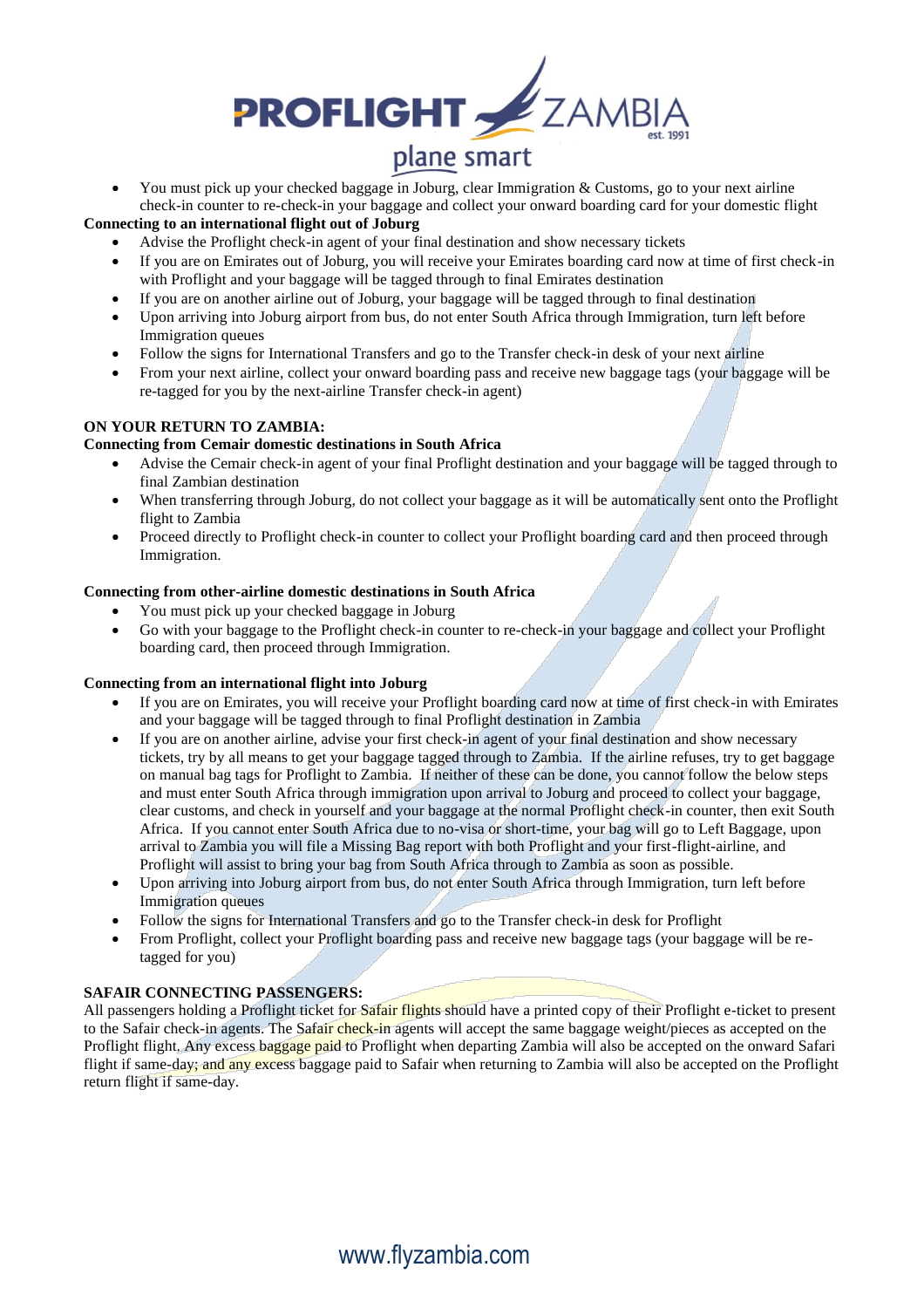- You must pick up your checked baggage in Joburg, clear Immigration & Customs, go to your next airline check-in counter to re-check-in your baggage and collect your onward boarding card for your domestic flight

**Connecting to an international flight out of Joburg**

- Advise the Proflight check-in agent of your final destination and show necessary tickets
- If you are on Emirates out of Joburg, you will receive your Emirates boarding card now at time of first check-in with Proflight and your baggage will be tagged through to final Emirates destination
- If you are on another airline out of Joburg, your baggage will be tagged through to final destination
- Upon arriving into Joburg airport from bus, do not enter South Africa through Immigration, turn left before Immigration queues
- Follow the signs for International Transfers and go to the Transfer check-in desk of your next airline
- From your next airline, collect your onward boarding pass and receive new baggage tags (your baggage will be re-tagged for you by the next-airline Transfer check-in agent)

**ON YOUR RETURN TO ZAMBIA:**

**Connecting from Cemair domestic destinations in South Africa**

- Advise the Cemair check-in agent of your final Proflight destination and your baggage will be tagged through to final Zambian destination
- When transferring through Joburg, do not collect your baggage as it will be automatically sent onto the Proflight flight to Zambia
- Proceed directly to Proflight check-in counter to collect your Proflight boarding card and then proceed through Immigration.

**Connecting from other-airline domestic destinations in South Africa**

- You must pick up your checked baggage in Joburg
- Go with your baggage to the Proflight check-in counter to re-check-in your baggage and collect your Proflight boarding card, then proceed through Immigration.

**Connecting from an international flight into Joburg**

- If you are on Emirates, you will receive your Proflight boarding card now at time of first check-in with Emirates and your baggage will be tagged through to final Proflight destination in Zambia
- If you are on another airline, advise your first check-in agent of your final destination and show necessary tickets, try by all means to get your baggage tagged through to Zambia. If the airline refuses, try to get baggage on manual bag tags for Proflight to Zambia. If neither of these can be done, you cannot follow the below steps and must enter South Africa through immigration upon arrival to Joburg and proceed to collect your baggage, clear customs, and check in yourself and your baggage at the normal Proflight check-in counter, then exit South Africa. If you cannot enter South Africa due to no-visa or short-time, your bag will go to Left Baggage, upon arrival to Zambia you will file a Missing Bag report with both Proflight and your first-flight-airline, and Proflight will assist to bring your bag from South Africa through to Zambia as soon as possible.
- Upon arriving into Joburg airport from bus, do not enter South Africa through Immigration, turn left before Immigration queues
- Follow the signs for International Transfers and go to the Transfer check-in desk for Proflight
- From Proflight, collect your Proflight boarding pass and receive new baggage tags (your baggage will be re-tagged for you)

**SAFAIR CONNECTING PASSENGERS:**

All passengers holding a Proflight ticket for Safair flights should have a printed copy of their Proflight e-ticket to present to the Safair check-in agents. The Safair check-in agents will accept the same baggage weight/pieces as accepted on the Proflight flight. Any excess baggage paid to Proflight when departing Zambia will also be accepted on the onward Safari flight if same-day; and any excess baggage paid to Safair when returning to Zambia will also be accepted on the Proflight return flight if same-day.